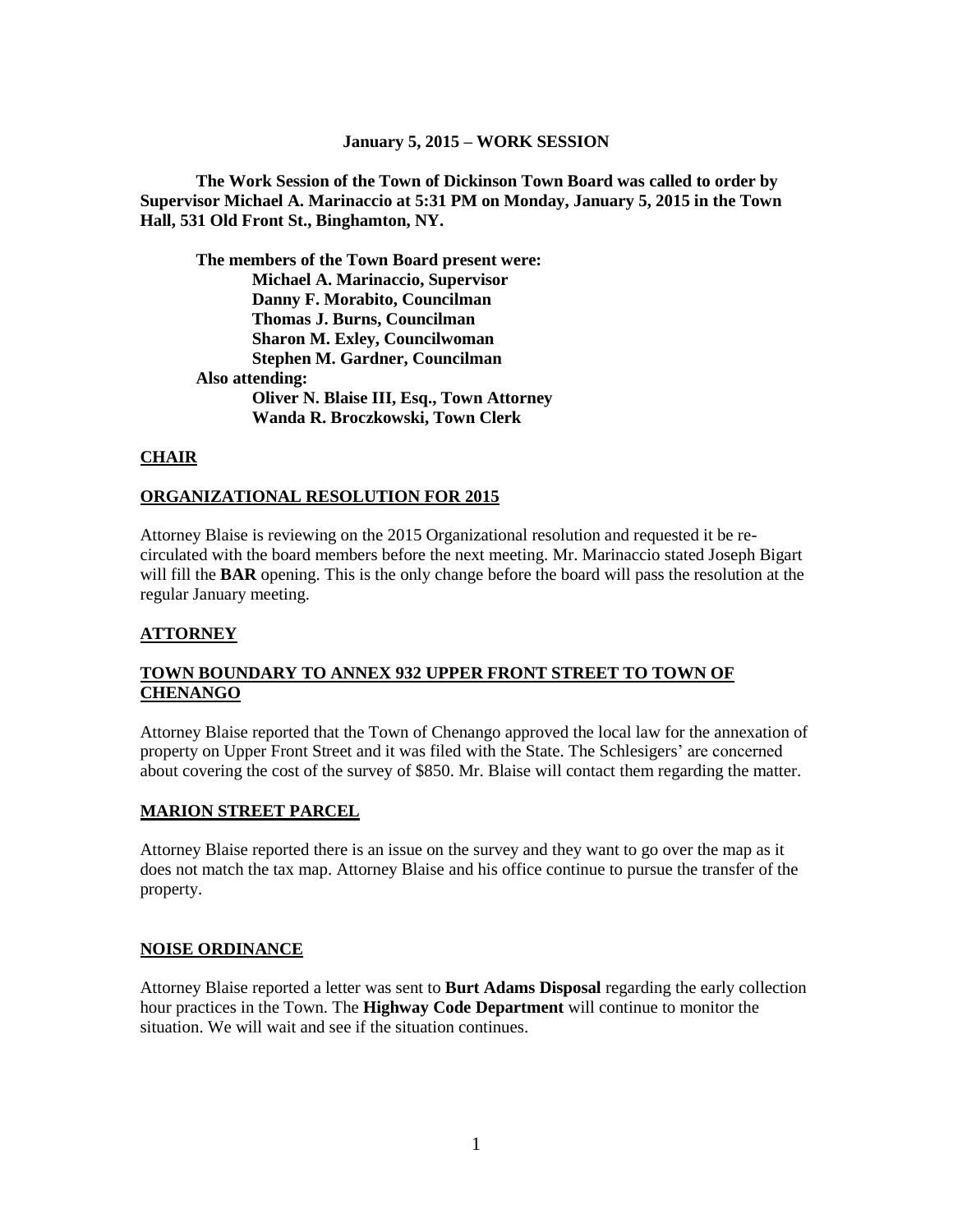**January 5, 2015 – WORK SESSION**

**The Work Session of the Town of Dickinson Town Board was called to order by Supervisor Michael A. Marinaccio at 5:31 PM on Monday, January 5, 2015 in the Town Hall, 531 Old Front St., Binghamton, NY.**

**The members of the Town Board present were:**
**Michael A. Marinaccio, Supervisor**
**Danny F. Morabito, Councilman**
**Thomas J. Burns, Councilman**
**Sharon M. Exley, Councilwoman**
**Stephen M. Gardner, Councilman**

**Also attending:**
**Oliver N. Blaise III, Esq., Town Attorney**
**Wanda R. Broczkowski, Town Clerk**

## CHAIR

## ORGANIZATIONAL RESOLUTION FOR 2015

Attorney Blaise is reviewing on the 2015 Organizational resolution and requested it be re-circulated with the board members before the next meeting. Mr. Marinaccio stated Joseph Bigart will fill the **BAR** opening. This is the only change before the board will pass the resolution at the regular January meeting.

## ATTORNEY

## TOWN BOUNDARY TO ANNEX 932 UPPER FRONT STREET TO TOWN OF CHENANGO

Attorney Blaise reported that the Town of Chenango approved the local law for the annexation of property on Upper Front Street and it was filed with the State. The Schlesigers' are concerned about covering the cost of the survey of $850. Mr. Blaise will contact them regarding the matter.

## MARION STREET PARCEL

Attorney Blaise reported there is an issue on the survey and they want to go over the map as it does not match the tax map. Attorney Blaise and his office continue to pursue the transfer of the property.

## NOISE ORDINANCE

Attorney Blaise reported a letter was sent to **Burt Adams Disposal** regarding the early collection hour practices in the Town. The **Highway Code Department** will continue to monitor the situation. We will wait and see if the situation continues.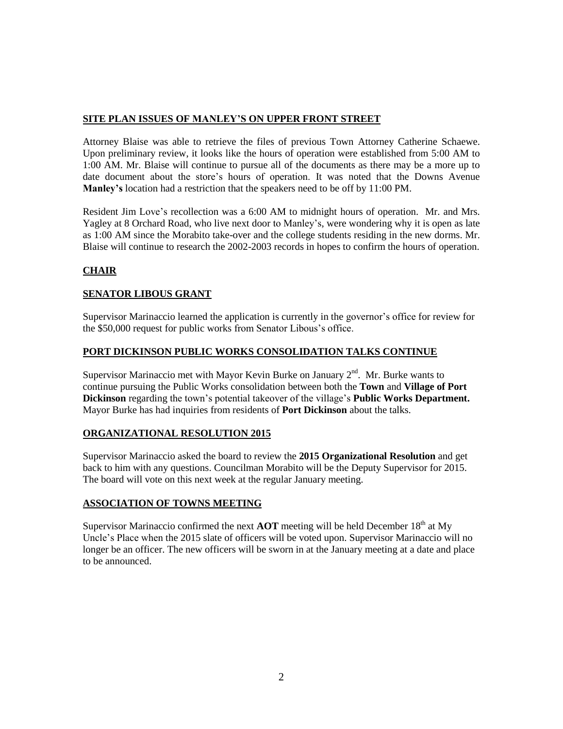## SITE PLAN ISSUES OF MANLEY'S ON UPPER FRONT STREET

Attorney Blaise was able to retrieve the files of previous Town Attorney Catherine Schaewe. Upon preliminary review, it looks like the hours of operation were established from 5:00 AM to 1:00 AM. Mr. Blaise will continue to pursue all of the documents as there may be a more up to date document about the store's hours of operation. It was noted that the Downs Avenue **Manley's** location had a restriction that the speakers need to be off by 11:00 PM.

Resident Jim Love's recollection was a 6:00 AM to midnight hours of operation. Mr. and Mrs. Yagley at 8 Orchard Road, who live next door to Manley's, were wondering why it is open as late as 1:00 AM since the Morabito take-over and the college students residing in the new dorms. Mr. Blaise will continue to research the 2002-2003 records in hopes to confirm the hours of operation.

## CHAIR

## SENATOR LIBOUS GRANT

Supervisor Marinaccio learned the application is currently in the governor's office for review for the $50,000 request for public works from Senator Libous's office.

## PORT DICKINSON PUBLIC WORKS CONSOLIDATION TALKS CONTINUE

Supervisor Marinaccio met with Mayor Kevin Burke on January 2nd. Mr. Burke wants to continue pursuing the Public Works consolidation between both the **Town** and **Village of Port Dickinson** regarding the town's potential takeover of the village's **Public Works Department.** Mayor Burke has had inquiries from residents of **Port Dickinson** about the talks.

## ORGANIZATIONAL RESOLUTION 2015

Supervisor Marinaccio asked the board to review the **2015 Organizational Resolution** and get back to him with any questions. Councilman Morabito will be the Deputy Supervisor for 2015. The board will vote on this next week at the regular January meeting.

## ASSOCIATION OF TOWNS MEETING

Supervisor Marinaccio confirmed the next **AOT** meeting will be held December 18th at My Uncle's Place when the 2015 slate of officers will be voted upon. Supervisor Marinaccio will no longer be an officer. The new officers will be sworn in at the January meeting at a date and place to be announced.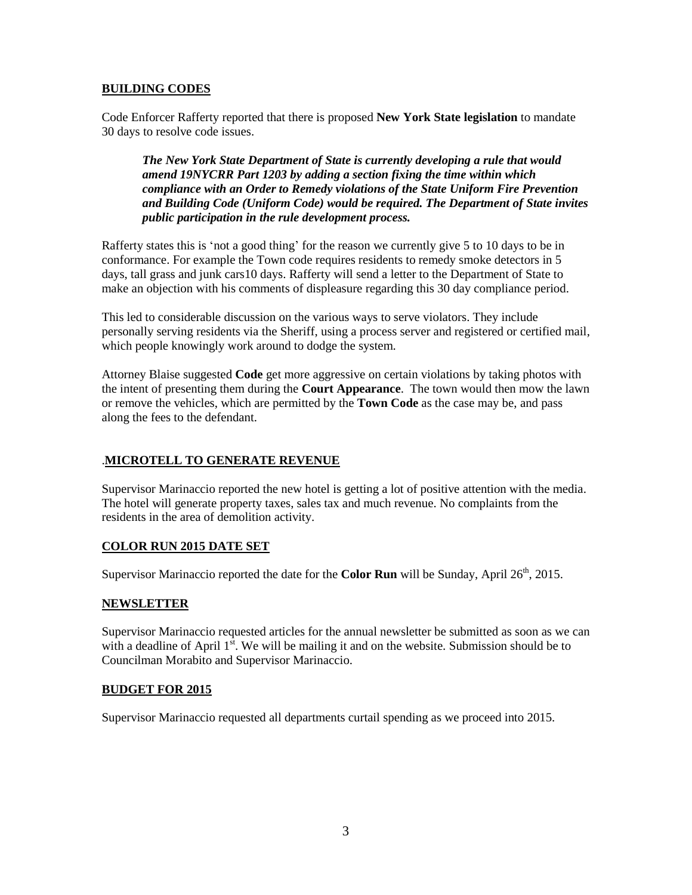## BUILDING CODES

Code Enforcer Rafferty reported that there is proposed **New York State legislation** to mandate 30 days to resolve code issues.

> ***The New York State Department of State is currently developing a rule that would amend 19NYCRR Part 1203 by adding a section fixing the time within which compliance with an Order to Remedy violations of the State Uniform Fire Prevention and Building Code (Uniform Code) would be required. The Department of State invites public participation in the rule development process.***

Rafferty states this is 'not a good thing' for the reason we currently give 5 to 10 days to be in conformance. For example the Town code requires residents to remedy smoke detectors in 5 days, tall grass and junk cars10 days. Rafferty will send a letter to the Department of State to make an objection with his comments of displeasure regarding this 30 day compliance period.

This led to considerable discussion on the various ways to serve violators. They include personally serving residents via the Sheriff, using a process server and registered or certified mail, which people knowingly work around to dodge the system.

Attorney Blaise suggested **Code** get more aggressive on certain violations by taking photos with the intent of presenting them during the **Court Appearance**. The town would then mow the lawn or remove the vehicles, which are permitted by the **Town Code** as the case may be, and pass along the fees to the defendant.

## .MICROTELL TO GENERATE REVENUE

Supervisor Marinaccio reported the new hotel is getting a lot of positive attention with the media. The hotel will generate property taxes, sales tax and much revenue. No complaints from the residents in the area of demolition activity.

## COLOR RUN 2015 DATE SET

Supervisor Marinaccio reported the date for the **Color Run** will be Sunday, April 26th, 2015.

## NEWSLETTER

Supervisor Marinaccio requested articles for the annual newsletter be submitted as soon as we can with a deadline of April 1st. We will be mailing it and on the website. Submission should be to Councilman Morabito and Supervisor Marinaccio.

## BUDGET FOR 2015

Supervisor Marinaccio requested all departments curtail spending as we proceed into 2015.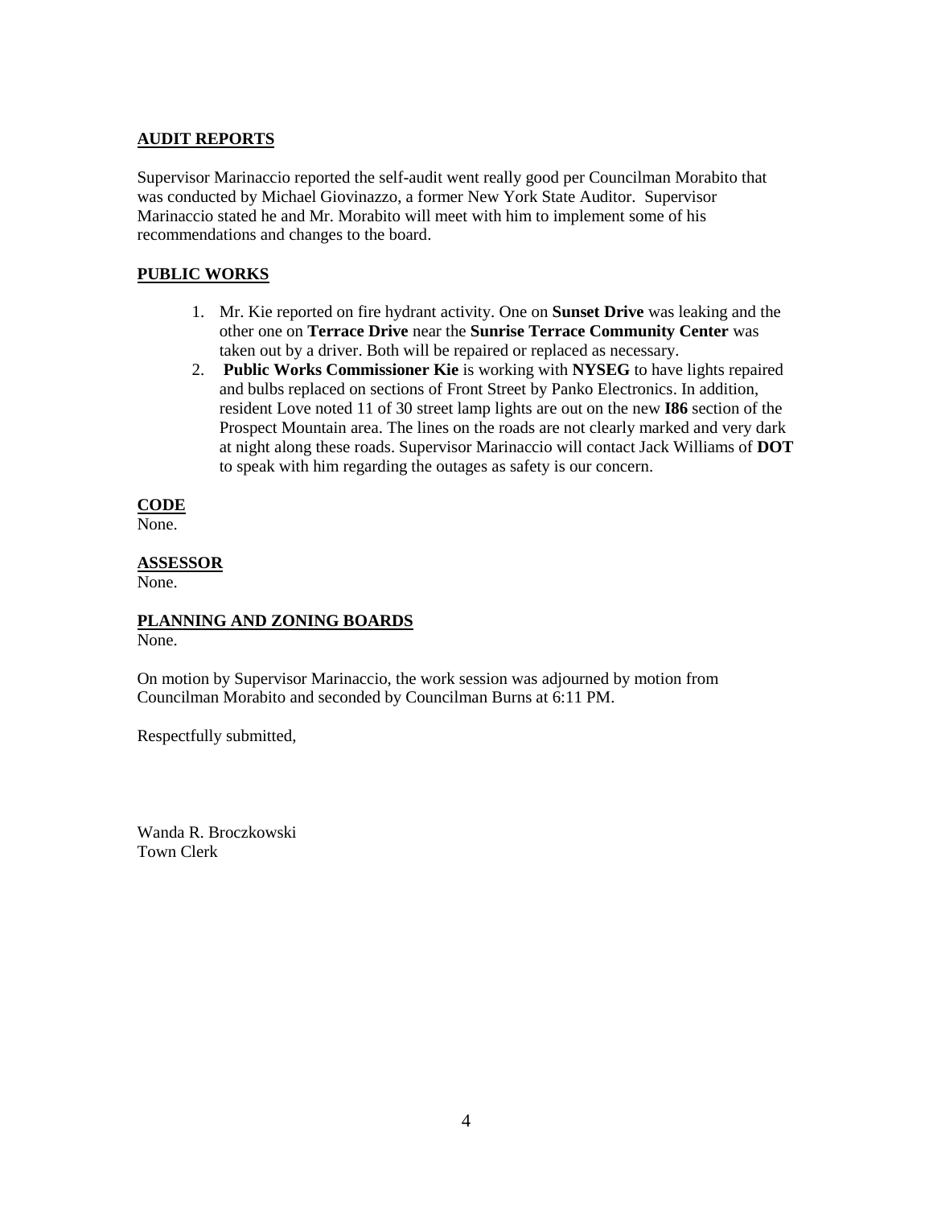## AUDIT REPORTS

Supervisor Marinaccio reported the self-audit went really good per Councilman Morabito that was conducted by Michael Giovinazzo, a former New York State Auditor. Supervisor Marinaccio stated he and Mr. Morabito will meet with him to implement some of his recommendations and changes to the board.

## PUBLIC WORKS

1. Mr. Kie reported on fire hydrant activity. One on **Sunset Drive** was leaking and the other one on **Terrace Drive** near the **Sunrise Terrace Community Center** was taken out by a driver. Both will be repaired or replaced as necessary.
2. **Public Works Commissioner Kie** is working with **NYSEG** to have lights repaired and bulbs replaced on sections of Front Street by Panko Electronics. In addition, resident Love noted 11 of 30 street lamp lights are out on the new **I86** section of the Prospect Mountain area. The lines on the roads are not clearly marked and very dark at night along these roads. Supervisor Marinaccio will contact Jack Williams of **DOT** to speak with him regarding the outages as safety is our concern.

## CODE

None.

## ASSESSOR

None.

## PLANNING AND ZONING BOARDS

None.

On motion by Supervisor Marinaccio, the work session was adjourned by motion from Councilman Morabito and seconded by Councilman Burns at 6:11 PM.

Respectfully submitted,

Wanda R. Broczkowski
Town Clerk